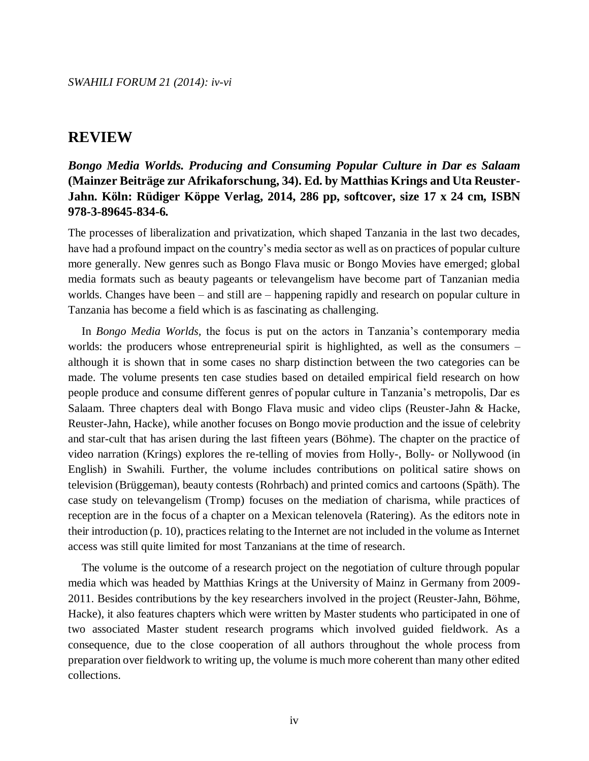## REVIEW

***Bongo Media Worlds. Producing and Consuming Popular Culture in Dar es Salaam* (Mainzer Beiträge zur Afrikaforschung, 34). Ed. by Matthias Krings and Uta Reuster-Jahn. Köln: Rüdiger Köppe Verlag, 2014, 286 pp, softcover, size 17 x 24 cm, ISBN 978-3-89645-834-6.**

The processes of liberalization and privatization, which shaped Tanzania in the last two decades, have had a profound impact on the country's media sector as well as on practices of popular culture more generally. New genres such as Bongo Flava music or Bongo Movies have emerged; global media formats such as beauty pageants or televangelism have become part of Tanzanian media worlds. Changes have been – and still are – happening rapidly and research on popular culture in Tanzania has become a field which is as fascinating as challenging.

In *Bongo Media Worlds*, the focus is put on the actors in Tanzania's contemporary media worlds: the producers whose entrepreneurial spirit is highlighted, as well as the consumers – although it is shown that in some cases no sharp distinction between the two categories can be made. The volume presents ten case studies based on detailed empirical field research on how people produce and consume different genres of popular culture in Tanzania's metropolis, Dar es Salaam. Three chapters deal with Bongo Flava music and video clips (Reuster-Jahn & Hacke, Reuster-Jahn, Hacke), while another focuses on Bongo movie production and the issue of celebrity and star-cult that has arisen during the last fifteen years (Böhme). The chapter on the practice of video narration (Krings) explores the re-telling of movies from Holly-, Bolly- or Nollywood (in English) in Swahili. Further, the volume includes contributions on political satire shows on television (Brüggeman), beauty contests (Rohrbach) and printed comics and cartoons (Späth). The case study on televangelism (Tromp) focuses on the mediation of charisma, while practices of reception are in the focus of a chapter on a Mexican telenovela (Ratering). As the editors note in their introduction (p. 10), practices relating to the Internet are not included in the volume as Internet access was still quite limited for most Tanzanians at the time of research.

The volume is the outcome of a research project on the negotiation of culture through popular media which was headed by Matthias Krings at the University of Mainz in Germany from 2009-2011. Besides contributions by the key researchers involved in the project (Reuster-Jahn, Böhme, Hacke), it also features chapters which were written by Master students who participated in one of two associated Master student research programs which involved guided fieldwork. As a consequence, due to the close cooperation of all authors throughout the whole process from preparation over fieldwork to writing up, the volume is much more coherent than many other edited collections.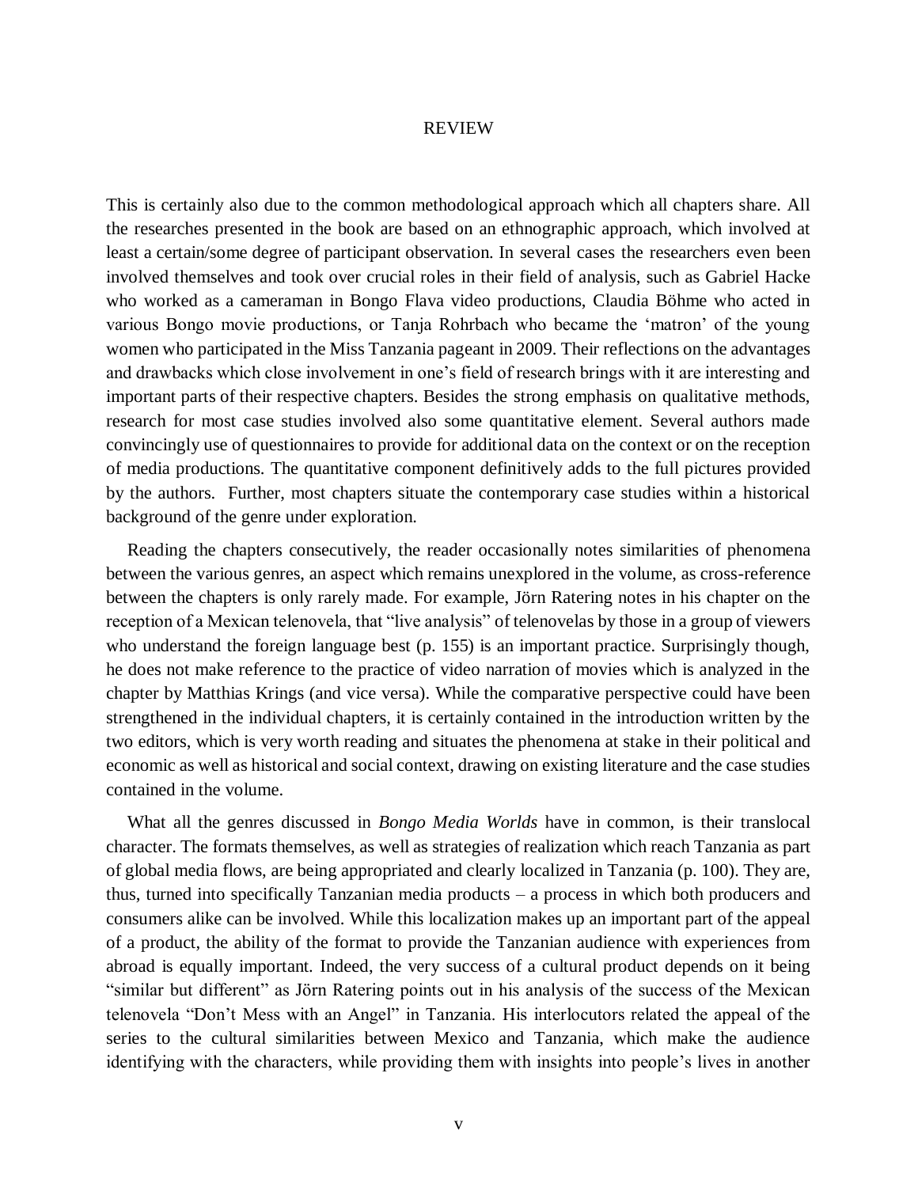This is certainly also due to the common methodological approach which all chapters share. All the researches presented in the book are based on an ethnographic approach, which involved at least a certain/some degree of participant observation. In several cases the researchers even been involved themselves and took over crucial roles in their field of analysis, such as Gabriel Hacke who worked as a cameraman in Bongo Flava video productions, Claudia Böhme who acted in various Bongo movie productions, or Tanja Rohrbach who became the 'matron' of the young women who participated in the Miss Tanzania pageant in 2009. Their reflections on the advantages and drawbacks which close involvement in one's field of research brings with it are interesting and important parts of their respective chapters. Besides the strong emphasis on qualitative methods, research for most case studies involved also some quantitative element. Several authors made convincingly use of questionnaires to provide for additional data on the context or on the reception of media productions. The quantitative component definitively adds to the full pictures provided by the authors. Further, most chapters situate the contemporary case studies within a historical background of the genre under exploration.

Reading the chapters consecutively, the reader occasionally notes similarities of phenomena between the various genres, an aspect which remains unexplored in the volume, as cross-reference between the chapters is only rarely made. For example, Jörn Ratering notes in his chapter on the reception of a Mexican telenovela, that "live analysis" of telenovelas by those in a group of viewers who understand the foreign language best (p. 155) is an important practice. Surprisingly though, he does not make reference to the practice of video narration of movies which is analyzed in the chapter by Matthias Krings (and vice versa). While the comparative perspective could have been strengthened in the individual chapters, it is certainly contained in the introduction written by the two editors, which is very worth reading and situates the phenomena at stake in their political and economic as well as historical and social context, drawing on existing literature and the case studies contained in the volume.

What all the genres discussed in *Bongo Media Worlds* have in common, is their translocal character. The formats themselves, as well as strategies of realization which reach Tanzania as part of global media flows, are being appropriated and clearly localized in Tanzania (p. 100). They are, thus, turned into specifically Tanzanian media products – a process in which both producers and consumers alike can be involved. While this localization makes up an important part of the appeal of a product, the ability of the format to provide the Tanzanian audience with experiences from abroad is equally important. Indeed, the very success of a cultural product depends on it being "similar but different" as Jörn Ratering points out in his analysis of the success of the Mexican telenovela "Don't Mess with an Angel" in Tanzania. His interlocutors related the appeal of the series to the cultural similarities between Mexico and Tanzania, which make the audience identifying with the characters, while providing them with insights into people's lives in another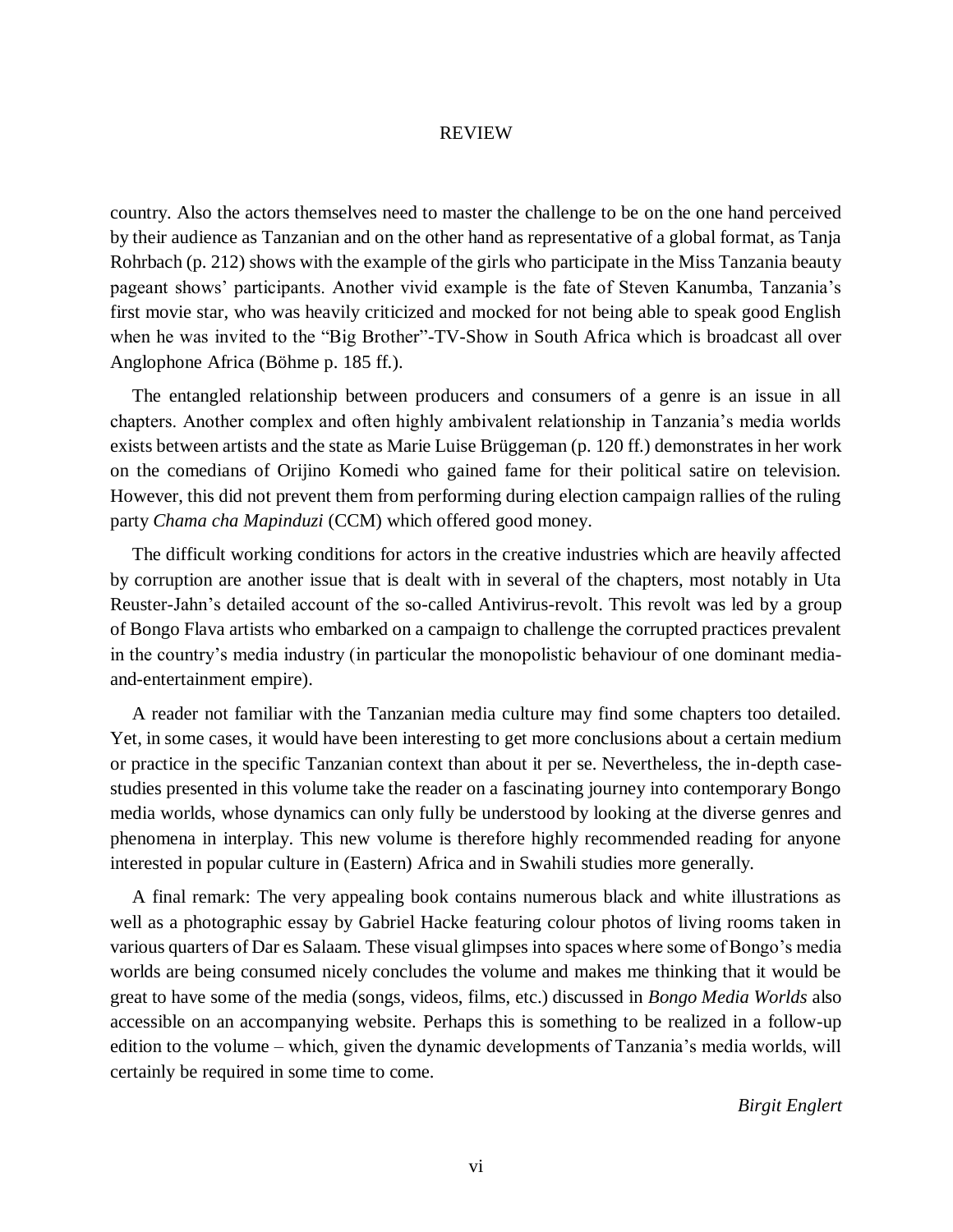country. Also the actors themselves need to master the challenge to be on the one hand perceived by their audience as Tanzanian and on the other hand as representative of a global format, as Tanja Rohrbach (p. 212) shows with the example of the girls who participate in the Miss Tanzania beauty pageant shows' participants. Another vivid example is the fate of Steven Kanumba, Tanzania's first movie star, who was heavily criticized and mocked for not being able to speak good English when he was invited to the "Big Brother"-TV-Show in South Africa which is broadcast all over Anglophone Africa (Böhme p. 185 ff.).

The entangled relationship between producers and consumers of a genre is an issue in all chapters. Another complex and often highly ambivalent relationship in Tanzania's media worlds exists between artists and the state as Marie Luise Brüggeman (p. 120 ff.) demonstrates in her work on the comedians of Orijino Komedi who gained fame for their political satire on television. However, this did not prevent them from performing during election campaign rallies of the ruling party *Chama cha Mapinduzi* (CCM) which offered good money.

The difficult working conditions for actors in the creative industries which are heavily affected by corruption are another issue that is dealt with in several of the chapters, most notably in Uta Reuster-Jahn's detailed account of the so-called Antivirus-revolt. This revolt was led by a group of Bongo Flava artists who embarked on a campaign to challenge the corrupted practices prevalent in the country's media industry (in particular the monopolistic behaviour of one dominant media-and-entertainment empire).

A reader not familiar with the Tanzanian media culture may find some chapters too detailed. Yet, in some cases, it would have been interesting to get more conclusions about a certain medium or practice in the specific Tanzanian context than about it per se. Nevertheless, the in-depth case-studies presented in this volume take the reader on a fascinating journey into contemporary Bongo media worlds, whose dynamics can only fully be understood by looking at the diverse genres and phenomena in interplay. This new volume is therefore highly recommended reading for anyone interested in popular culture in (Eastern) Africa and in Swahili studies more generally.

A final remark: The very appealing book contains numerous black and white illustrations as well as a photographic essay by Gabriel Hacke featuring colour photos of living rooms taken in various quarters of Dar es Salaam. These visual glimpses into spaces where some of Bongo's media worlds are being consumed nicely concludes the volume and makes me thinking that it would be great to have some of the media (songs, videos, films, etc.) discussed in *Bongo Media Worlds* also accessible on an accompanying website. Perhaps this is something to be realized in a follow-up edition to the volume – which, given the dynamic developments of Tanzania's media worlds, will certainly be required in some time to come.

*Birgit Englert*